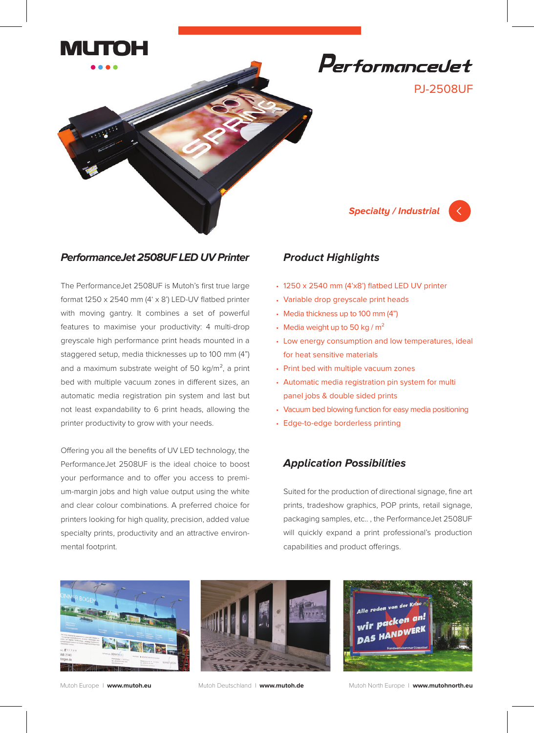MUTOH

# PerformanceJet

PJ-2508UF

*Specialty / Industrial*

## *PerformanceJet 2508UF LED UV Printer*

The PerformanceJet 2508UF is Mutoh's first true large format 1250 x 2540 mm (4' x 8') LED-UV flatbed printer with moving gantry. It combines a set of powerful features to maximise your productivity: 4 multi-drop greyscale high performance print heads mounted in a staggered setup, media thicknesses up to 100 mm (4") and a maximum substrate weight of 50 kg/m$^2$, a print bed with multiple vacuum zones in different sizes, an automatic media registration pin system and last but not least expandability to 6 print heads, allowing the printer productivity to grow with your needs.

Offering you all the benefits of UV LED technology, the PerformanceJet 2508UF is the ideal choice to boost your performance and to offer you access to premium-margin jobs and high value output using the white and clear colour combinations. A preferred choice for printers looking for high quality, precision, added value specialty prints, productivity and an attractive environmental footprint.

## *Product Highlights*

- 1250 x 2540 mm (4'x8') flatbed LED UV printer
- Variable drop greyscale print heads
- Media thickness up to 100 mm (4")
- Media weight up to 50 kg / m$^2$
- Low energy consumption and low temperatures, ideal for heat sensitive materials
- Print bed with multiple vacuum zones
- Automatic media registration pin system for multi panel jobs & double sided prints
- Vacuum bed blowing function for easy media positioning
- Edge-to-edge borderless printing

## *Application Possibilities*

Suited for the production of directional signage, fine art prints, tradeshow graphics, POP prints, retail signage, packaging samples, etc.. , the PerformanceJet 2508UF will quickly expand a print professional's production capabilities and product offerings.

Mutoh Europe | **www.mutoh.eu** Mutoh Deutschland | **www.mutoh.de** Mutoh North Europe | **www.mutohnorth.eu**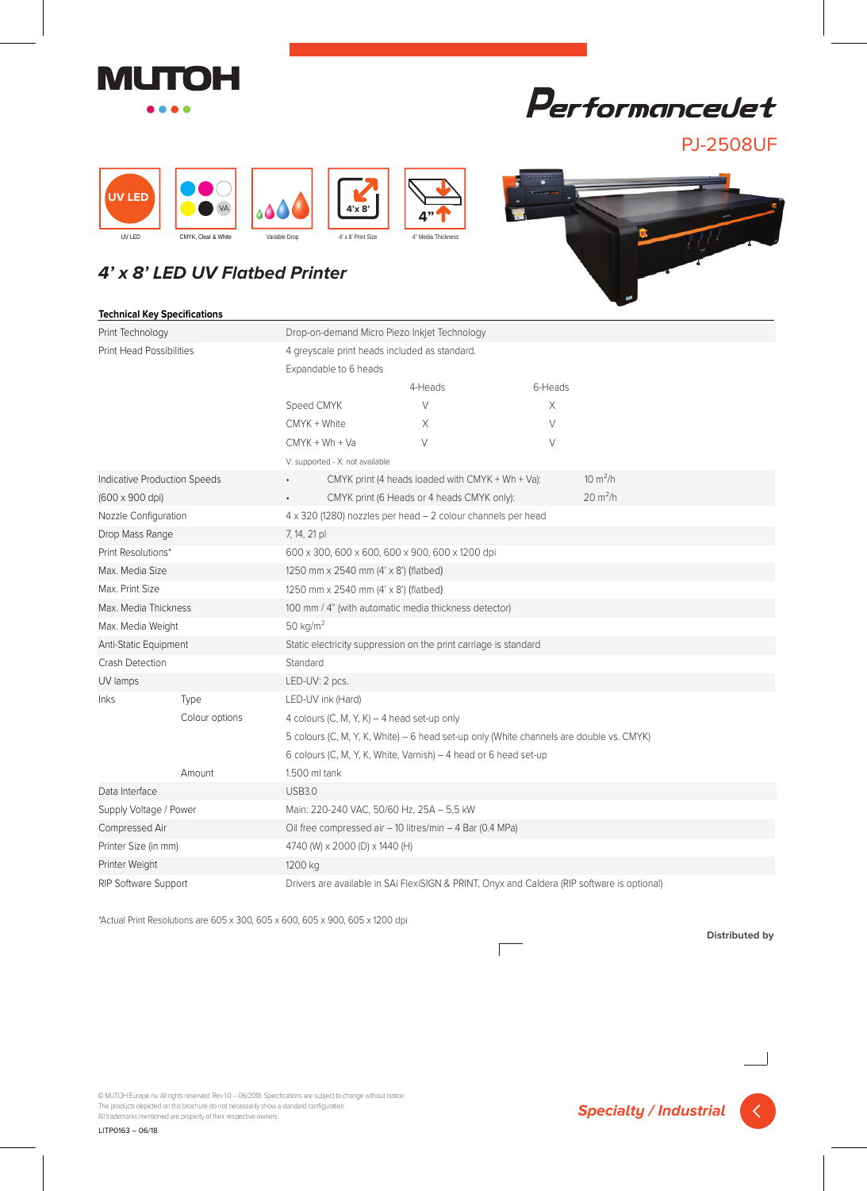# MUTOH

# PerformanceJet

## PJ-2508UF

UV LED · CMYK, Clear & White · Variable Drop · 4' x 8' Print Size · 4" Media Thickness

## 4' x 8' LED UV Flatbed Printer

### Technical Key Specifications

| | | | | |
|---|---|---|---|---|
| Print Technology | | Drop-on-demand Micro Piezo Inkjet Technology | | |
| Print Head Possibilities | | 4 greyscale print heads included as standard. | | |
| | | Expandable to 6 heads | | |
| | | | 4-Heads | 6-Heads |
| | | Speed CMYK | V | X |
| | | CMYK + White | X | V |
| | | CMYK + Wh + Va | V | V |
| | | V: supported - X: not available | | |
| Indicative Production Speeds | | • CMYK print (4 heads loaded with CMYK + Wh + Va): | | 10 $m^2/h$ |
| (600 x 900 dpi) | | • CMYK print (6 Heads or 4 heads CMYK only): | | 20 $m^2/h$ |
| Nozzle Configuration | | 4 x 320 (1280) nozzles per head – 2 colour channels per head | | |
| Drop Mass Range | | 7, 14, 21 pl | | |
| Print Resolutions* | | 600 x 300, 600 x 600, 600 x 900, 600 x 1200 dpi | | |
| Max. Media Size | | 1250 mm x 2540 mm (4' x 8') (flatbed) | | |
| Max. Print Size | | 1250 mm x 2540 mm (4' x 8') (flatbed) | | |
| Max. Media Thickness | | 100 mm / 4" (with automatic media thickness detector) | | |
| Max. Media Weight | | 50 $kg/m^2$ | | |
| Anti-Static Equipment | | Static electricity suppression on the print carriage is standard | | |
| Crash Detection | | Standard | | |
| UV lamps | | LED-UV: 2 pcs. | | |
| Inks | Type | LED-UV ink (Hard) | | |
| | Colour options | 4 colours (C, M, Y, K) – 4 head set-up only | | |
| | | 5 colours (C, M, Y, K, White) – 6 head set-up only (White channels are double vs. CMYK) | | |
| | | 6 colours (C, M, Y, K, White, Varnish) – 4 head or 6 head set-up | | |
| | Amount | 1.500 ml tank | | |
| Data Interface | | USB3.0 | | |
| Supply Voltage / Power | | Main: 220-240 VAC, 50/60 Hz, 25A – 5,5 kW | | |
| Compressed Air | | Oil free compressed air – 10 litres/min – 4 Bar (0.4 MPa) | | |
| Printer Size (in mm) | | 4740 (W) x 2000 (D) x 1440 (H) | | |
| Printer Weight | | 1200 kg | | |
| RIP Software Support | | Drivers are available in SAi FlexiSIGN & PRINT, Onyx and Caldera (RIP software is optional) | | |

*Actual Print Resolutions are 605 x 300, 605 x 600, 605 x 900, 605 x 1200 dpi

**Distributed by**

© MUTOH Europe nv. All rights reserved. Rev.1.0 – 06/2018. Specifications are subject to change without notice.
The products depicted on this brochure do not necessarily show a standard configuration.
All trademarks mentioned are property of their respective owners.

LITP0163 – 06/18

*Specialty / Industrial*